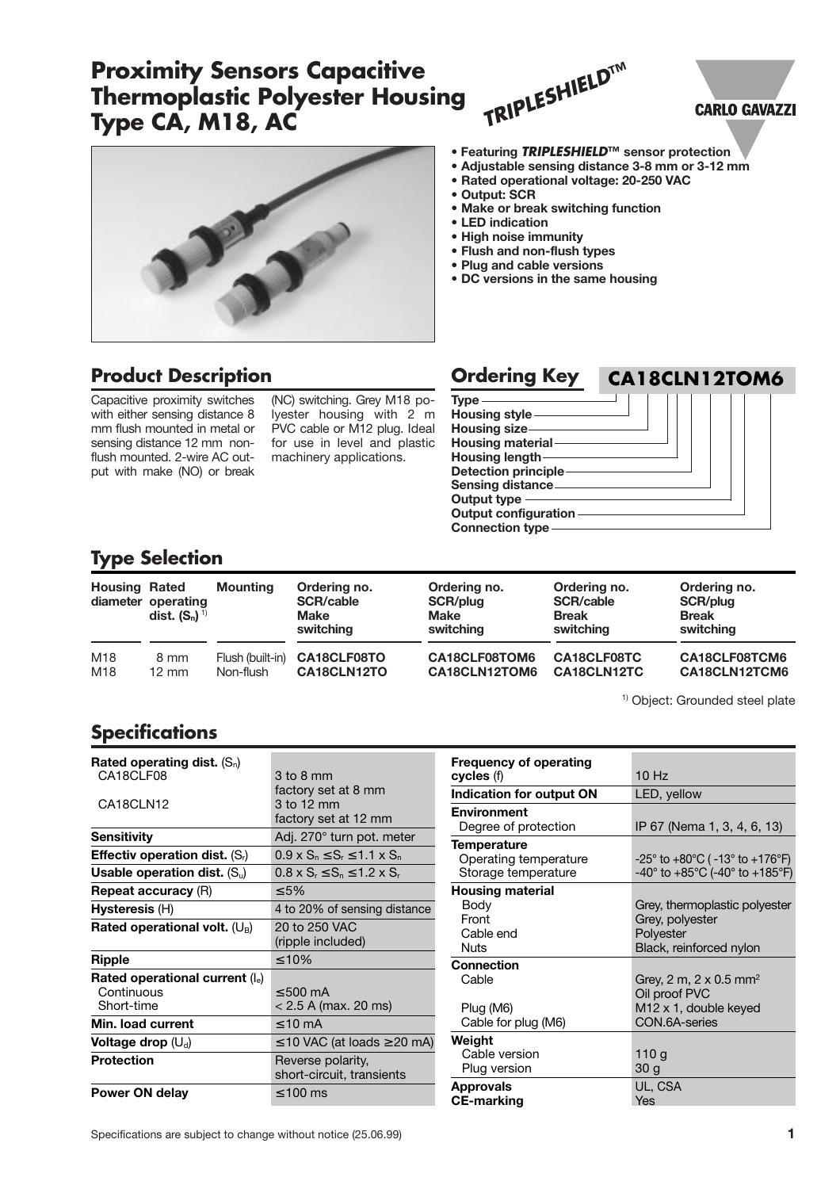# Proximity Sensors Capacitive Thermoplastic Polyester Housing Type CA, M18, AC

TRIPLESHIELD™

CARLO GAVAZZI

- Featuring *TRIPLESHIELD*™ sensor protection
- Adjustable sensing distance 3-8 mm or 3-12 mm
- Rated operational voltage: 20-250 VAC
- Output: SCR
- Make or break switching function
- LED indication
- High noise immunity
- Flush and non-flush types
- Plug and cable versions
- DC versions in the same housing

## Product Description

Capacitive proximity switches with either sensing distance 8 mm flush mounted in metal or sensing distance 12 mm non-flush mounted. 2-wire AC output with make (NO) or break (NC) switching. Grey M18 polyester housing with 2 m PVC cable or M12 plug. Ideal for use in level and plastic machinery applications.

## Ordering Key

**CA18CLN12TOM6**

- Type
- Housing style
- Housing size
- Housing material
- Housing length
- Detection principle
- Sensing distance
- Output type
- Output configuration
- Connection type

## Type Selection

| Housing diameter | Rated operating dist. ($S_n$) [1] | Mounting | Ordering no. SCR/cable Make switching | Ordering no. SCR/plug Make switching | Ordering no. SCR/cable Break switching | Ordering no. SCR/plug Break switching |
|---|---|---|---|---|---|---|
| M18 | 8 mm | Flush (built-in) | CA18CLF08TO | CA18CLF08TOM6 | CA18CLF08TC | CA18CLF08TCM6 |
| M18 | 12 mm | Non-flush | CA18CLN12TO | CA18CLN12TOM6 | CA18CLN12TC | CA18CLN12TCM6 |

[1] Object: Grounded steel plate

## Specifications

| Parameter | Value |
|---|---|
| **Rated operating dist.** ($S_n$) | |
| CA18CLF08 | 3 to 8 mm, factory set at 8 mm |
| CA18CLN12 | 3 to 12 mm, factory set at 12 mm |
| **Sensitivity** | Adj. 270° turn pot. meter |
| **Effectiv operation dist.** ($S_r$) | $0.9 \times S_n \leq S_r \leq 1.1 \times S_n$ |
| **Usable operation dist.** ($S_u$) | $0.8 \times S_r \leq S_n \leq 1.2 \times S_r$ |
| **Repeat accuracy** (R) | ≤5% |
| **Hysteresis** (H) | 4 to 20% of sensing distance |
| **Rated operational volt.** ($U_B$) | 20 to 250 VAC (ripple included) |
| **Ripple** | ≤10% |
| **Rated operational current** ($I_e$) | |
| Continuous | ≤500 mA |
| Short-time | < 2.5 A (max. 20 ms) |
| **Min. load current** | ≤10 mA |
| **Voltage drop** ($U_d$) | ≤10 VAC (at loads ≥20 mA) |
| **Protection** | Reverse polarity, short-circuit, transients |
| **Power ON delay** | ≤100 ms |
| **Frequency of operating cycles** (f) | 10 Hz |
| **Indication for output ON** | LED, yellow |
| **Environment** | |
| Degree of protection | IP 67 (Nema 1, 3, 4, 6, 13) |
| **Temperature** | |
| Operating temperature | -25° to +80°C (-13° to +176°F) |
| Storage temperature | -40° to +85°C (-40° to +185°F) |
| **Housing material** | |
| Body | Grey, thermoplastic polyester |
| Front | Grey, polyester |
| Cable end | Polyester |
| Nuts | Black, reinforced nylon |
| **Connection** | |
| Cable | Grey, 2 m, 2 x 0.5 mm², Oil proof PVC |
| Plug (M6) | M12 x 1, double keyed |
| Cable for plug (M6) | CON.6A-series |
| **Weight** | |
| Cable version | 110 g |
| Plug version | 30 g |
| **Approvals** | UL, CSA |
| **CE-marking** | Yes |

Specifications are subject to change without notice (25.06.99)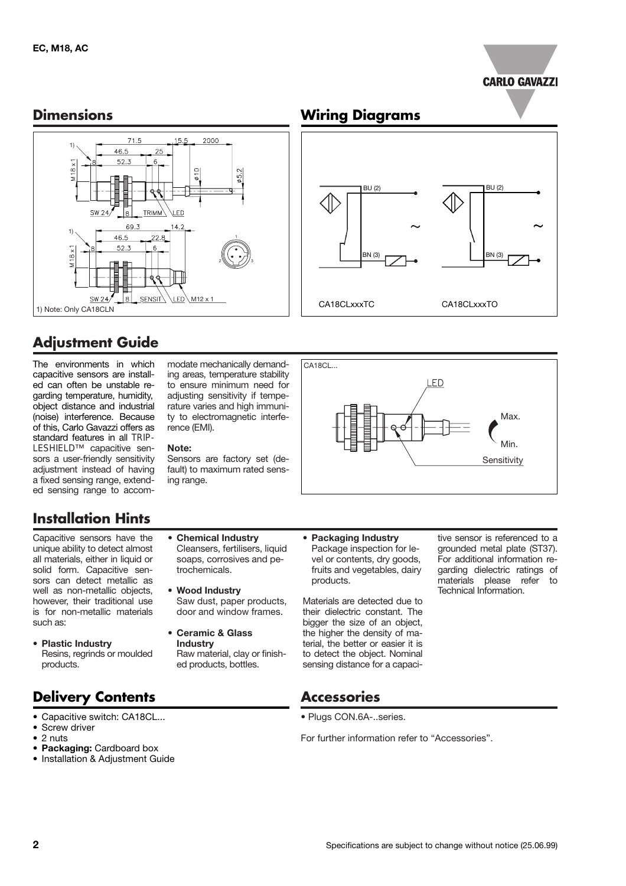## Dimensions

71.5
15.5
2000
46.5
25
52.3
6
8
M18 x 1
ø10
ø5.2
SW 24
8
TRIMM
LED
69.3
14.2
46.5
22.8
52.3
6
8
M18 x 1
SW 24
8
SENSIT
LED
M12 x 1
1
2
3

1) Note: Only CA18CLN

## Wiring Diagrams

BU (2)
BN (3)
~
CA18CLxxxTC

BU (2)
BN (3)
~
CA18CLxxxTO

## Adjustment Guide

The environments in which capacitive sensors are installed can often be unstable regarding temperature, humidity, object distance and industrial (noise) interference. Because of this, Carlo Gavazzi offers as standard features in all TRIPLESHIELD™ capacitive sensors a user-friendly sensitivity adjustment instead of having a fixed sensing range, extended sensing range to accommodate mechanically demanding areas, temperature stability to ensure minimum need for adjusting sensitivity if temperature varies and high immunity to electromagnetic interference (EMI).

**Note:**
Sensors are factory set (default) to maximum rated sensing range.

CA18CL...
LED
Max.
Min.
Sensitivity

## Installation Hints

Capacitive sensors have the unique ability to detect almost all materials, either in liquid or solid form. Capacitive sensors can detect metallic as well as non-metallic objects, however, their traditional use is for non-metallic materials such as:

- **Plastic Industry**
  Resins, regrinds or moulded products.
- **Chemical Industry**
  Cleansers, fertilisers, liquid soaps, corrosives and petrochemicals.
- **Wood Industry**
  Saw dust, paper products, door and window frames.
- **Ceramic & Glass Industry**
  Raw material, clay or finished products, bottles.
- **Packaging Industry**
  Package inspection for level or contents, dry goods, fruits and vegetables, dairy products.

Materials are detected due to their dielectric constant. The bigger the size of an object, the higher the density of material, the better or easier it is to detect the object. Nominal sensing distance for a capacitive sensor is referenced to a grounded metal plate (ST37). For additional information regarding dielectric ratings of materials please refer to Technical Information.

## Delivery Contents

- Capacitive switch: CA18CL...
- Screw driver
- 2 nuts
- **Packaging:** Cardboard box
- Installation & Adjustment Guide

## Accessories

- Plugs CON.6A-..series.

For further information refer to "Accessories".

Specifications are subject to change without notice (25.06.99)